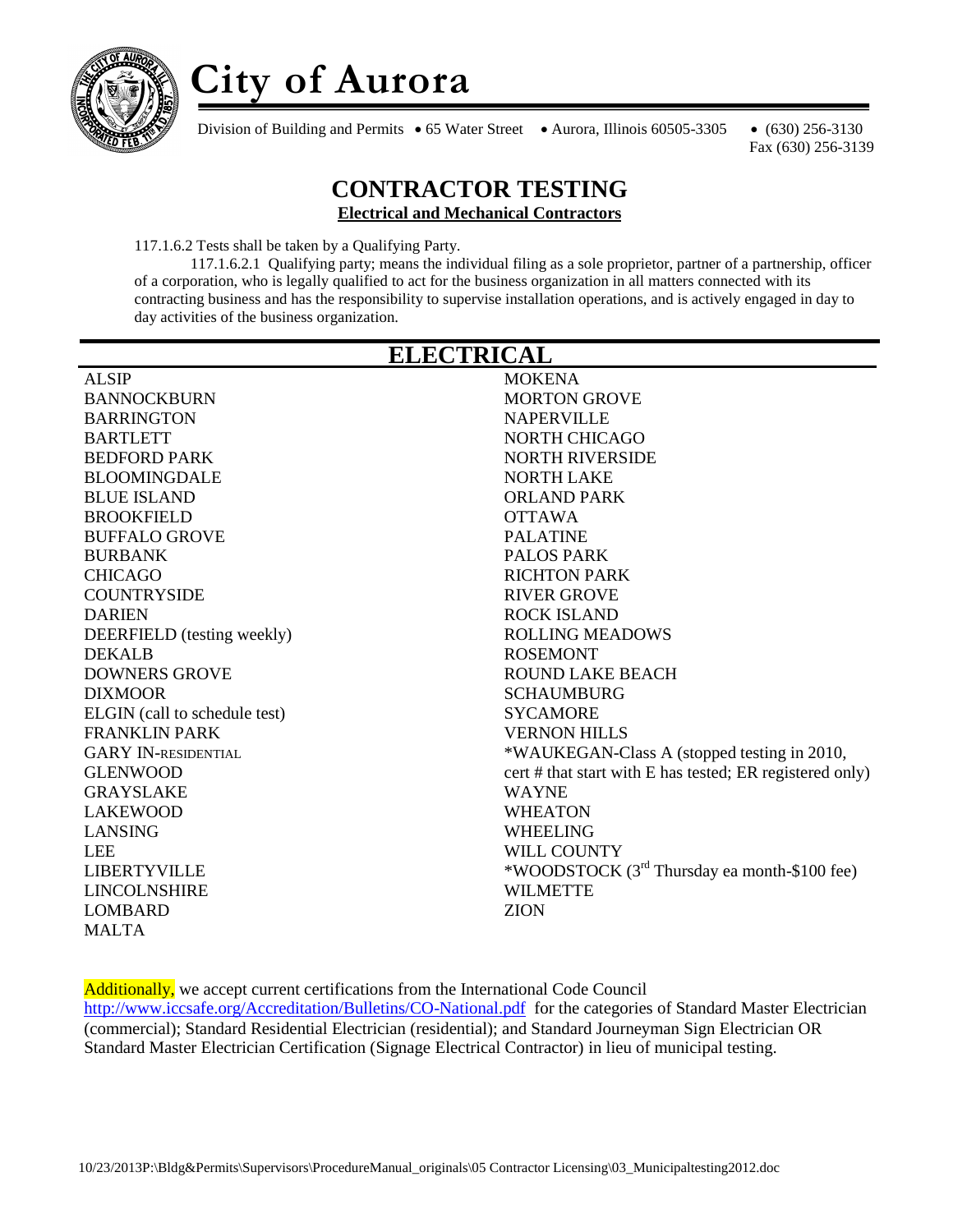# City of Aurora

Division of Building and Permits • 65 Water Street • Aurora, Illinois 60505-3305 • (630) 256-3130
Fax (630) 256-3139

## CONTRACTOR TESTING

**Electrical and Mechanical Contractors**

117.1.6.2 Tests shall be taken by a Qualifying Party.

117.1.6.2.1 Qualifying party; means the individual filing as a sole proprietor, partner of a partnership, officer of a corporation, who is legally qualified to act for the business organization in all matters connected with its contracting business and has the responsibility to supervise installation operations, and is actively engaged in day to day activities of the business organization.

## ELECTRICAL

ALSIP
BANNOCKBURN
BARRINGTON
BARTLETT
BEDFORD PARK
BLOOMINGDALE
BLUE ISLAND
BROOKFIELD
BUFFALO GROVE
BURBANK
CHICAGO
COUNTRYSIDE
DARIEN
DEERFIELD (testing weekly)
DEKALB
DOWNERS GROVE
DIXMOOR
ELGIN (call to schedule test)
FRANKLIN PARK
GARY IN-RESIDENTIAL
GLENWOOD
GRAYSLAKE
LAKEWOOD
LANSING
LEE
LIBERTYVILLE
LINCOLNSHIRE
LOMBARD
MALTA
MOKENA
MORTON GROVE
NAPERVILLE
NORTH CHICAGO
NORTH RIVERSIDE
NORTH LAKE
ORLAND PARK
OTTAWA
PALATINE
PALOS PARK
RICHTON PARK
RIVER GROVE
ROCK ISLAND
ROLLING MEADOWS
ROSEMONT
ROUND LAKE BEACH
SCHAUMBURG
SYCAMORE
VERNON HILLS
*WAUKEGAN-Class A (stopped testing in 2010, cert # that start with E has tested; ER registered only)
WAYNE
WHEATON
WHEELING
WILL COUNTY
*WOODSTOCK (3rd Thursday ea month-$100 fee)
WILMETTE
ZION

Additionally, we accept current certifications from the International Code Council http://www.iccsafe.org/Accreditation/Bulletins/CO-National.pdf for the categories of Standard Master Electrician (commercial); Standard Residential Electrician (residential); and Standard Journeyman Sign Electrician OR Standard Master Electrician Certification (Signage Electrical Contractor) in lieu of municipal testing.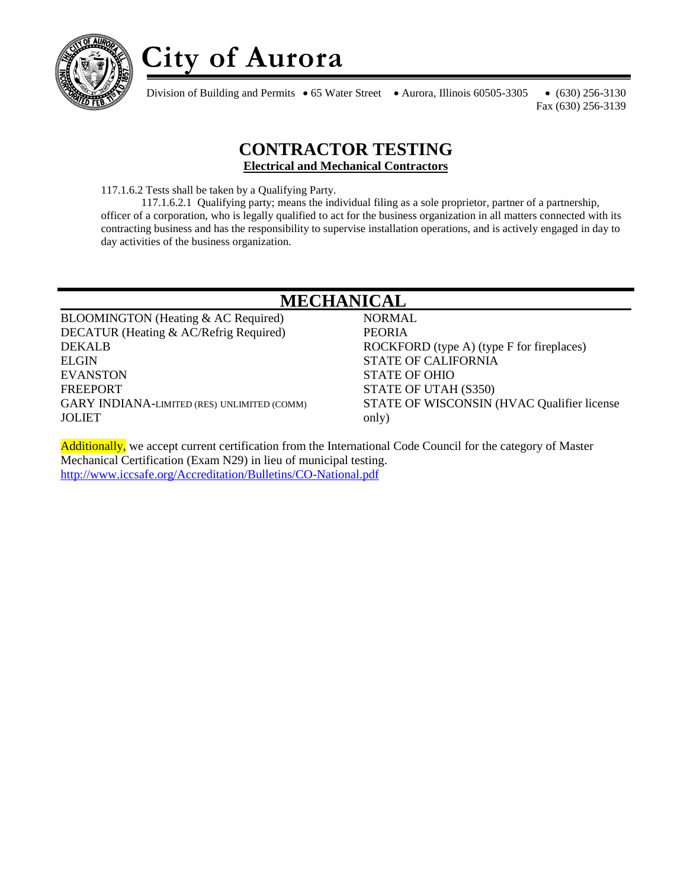# City of Aurora

Division of Building and Permits • 65 Water Street • Aurora, Illinois 60505-3305 • (630) 256-3130
Fax (630) 256-3139

## CONTRACTOR TESTING

**Electrical and Mechanical Contractors**

117.1.6.2 Tests shall be taken by a Qualifying Party.

117.1.6.2.1 Qualifying party; means the individual filing as a sole proprietor, partner of a partnership, officer of a corporation, who is legally qualified to act for the business organization in all matters connected with its contracting business and has the responsibility to supervise installation operations, and is actively engaged in day to day activities of the business organization.

## MECHANICAL

- BLOOMINGTON (Heating & AC Required)
- DECATUR (Heating & AC/Refrig Required)
- DEKALB
- ELGIN
- EVANSTON
- FREEPORT
- GARY INDIANA-LIMITED (RES) UNLIMITED (COMM)
- JOLIET
- NORMAL
- PEORIA
- ROCKFORD (type A) (type F for fireplaces)
- STATE OF CALIFORNIA
- STATE OF OHIO
- STATE OF UTAH (S350)
- STATE OF WISCONSIN (HVAC Qualifier license only)

Additionally, we accept current certification from the International Code Council for the category of Master Mechanical Certification (Exam N29) in lieu of municipal testing.
http://www.iccsafe.org/Accreditation/Bulletins/CO-National.pdf